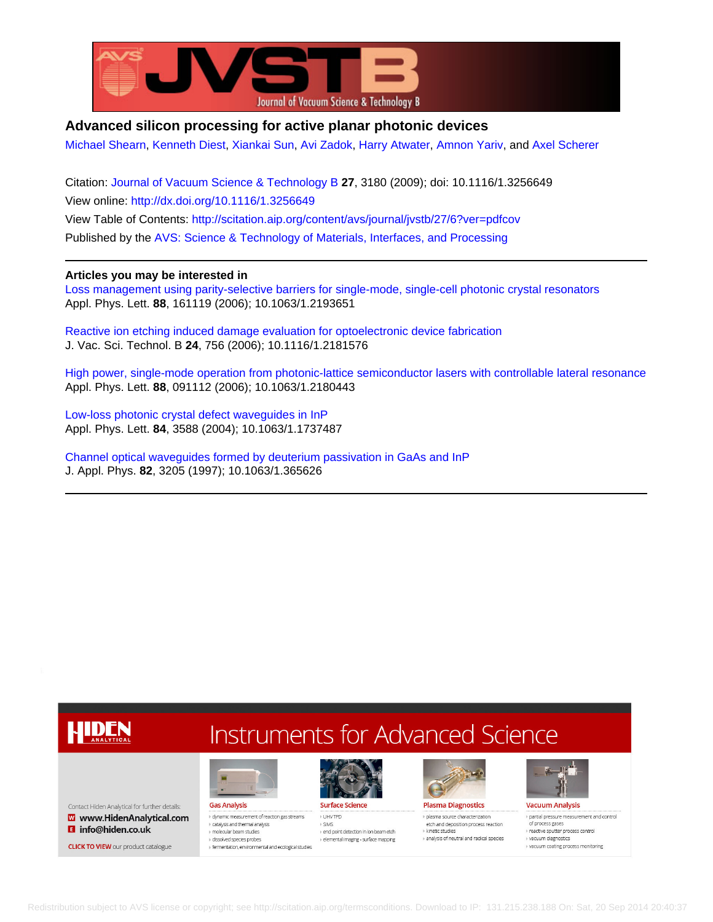# Advanced silicon processing for active planar photonic devices

Michael Shearn, Kenneth Diest, Xiankai Sun, Avi Zadok, Harry Atwater, Amnon Yariv, and Axel Scherer

Citation: Journal of Vacuum Science & Technology B **27**, 3180 (2009); doi: 10.1116/1.3256649

View online: http://dx.doi.org/10.1116/1.3256649

View Table of Contents: http://scitation.aip.org/content/avs/journal/jvstb/27/6?ver=pdfcov

Published by the AVS: Science & Technology of Materials, Interfaces, and Processing

---

## Articles you may be interested in

Loss management using parity-selective barriers for single-mode, single-cell photonic crystal resonators
Appl. Phys. Lett. **88**, 161119 (2006); 10.1063/1.2193651

Reactive ion etching induced damage evaluation for optoelectronic device fabrication
J. Vac. Sci. Technol. B **24**, 756 (2006); 10.1116/1.2181576

High power, single-mode operation from photonic-lattice semiconductor lasers with controllable lateral resonance
Appl. Phys. Lett. **88**, 091112 (2006); 10.1063/1.2180443

Low-loss photonic crystal defect waveguides in InP
Appl. Phys. Lett. **84**, 3588 (2004); 10.1063/1.1737487

Channel optical waveguides formed by deuterium passivation in GaAs and InP
J. Appl. Phys. **82**, 3205 (1997); 10.1063/1.365626

---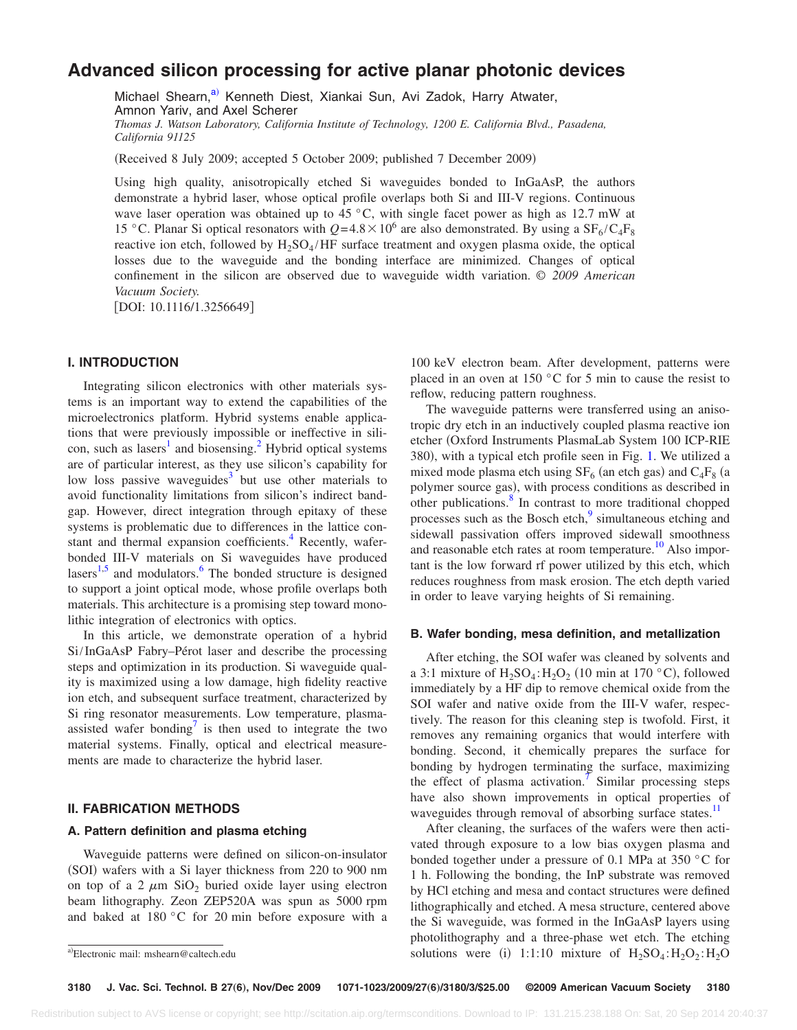# Advanced silicon processing for active planar photonic devices

Michael Shearn,[a] Kenneth Diest, Xiankai Sun, Avi Zadok, Harry Atwater, Amnon Yariv, and Axel Scherer

*Thomas J. Watson Laboratory, California Institute of Technology, 1200 E. California Blvd., Pasadena, California 91125*

(Received 8 July 2009; accepted 5 October 2009; published 7 December 2009)

Using high quality, anisotropically etched Si waveguides bonded to InGaAsP, the authors demonstrate a hybrid laser, whose optical profile overlaps both Si and III-V regions. Continuous wave laser operation was obtained up to 45 °C, with single facet power as high as 12.7 mW at 15 °C. Planar Si optical resonators with $Q = 4.8 \times 10^6$ are also demonstrated. By using a $SF_6/C_4F_8$ reactive ion etch, followed by $H_2SO_4$/HF surface treatment and oxygen plasma oxide, the optical losses due to the waveguide and the bonding interface are minimized. Changes of optical confinement in the silicon are observed due to waveguide width variation. © *2009 American Vacuum Society.*

[DOI: 10.1116/1.3256649]

## I. INTRODUCTION

Integrating silicon electronics with other materials systems is an important way to extend the capabilities of the microelectronics platform. Hybrid systems enable applications that were previously impossible or ineffective in silicon, such as lasers[1] and biosensing.[2] Hybrid optical systems are of particular interest, as they use silicon's capability for low loss passive waveguides[3] but use other materials to avoid functionality limitations from silicon's indirect bandgap. However, direct integration through epitaxy of these systems is problematic due to differences in the lattice constant and thermal expansion coefficients.[4] Recently, wafer-bonded III-V materials on Si waveguides have produced lasers[1,5] and modulators.[6] The bonded structure is designed to support a joint optical mode, whose profile overlaps both materials. This architecture is a promising step toward monolithic integration of electronics with optics.

In this article, we demonstrate operation of a hybrid Si/InGaAsP Fabry–Pérot laser and describe the processing steps and optimization in its production. Si waveguide quality is maximized using a low damage, high fidelity reactive ion etch, and subsequent surface treatment, characterized by Si ring resonator measurements. Low temperature, plasma-assisted wafer bonding[7] is then used to integrate the two material systems. Finally, optical and electrical measurements are made to characterize the hybrid laser.

## II. FABRICATION METHODS

### A. Pattern definition and plasma etching

Waveguide patterns were defined on silicon-on-insulator (SOI) wafers with a Si layer thickness from 220 to 900 nm on top of a 2 $\mu$m $SiO_2$ buried oxide layer using electron beam lithography. Zeon ZEP520A was spun as 5000 rpm and baked at 180 °C for 20 min before exposure with a 100 keV electron beam. After development, patterns were placed in an oven at 150 °C for 5 min to cause the resist to reflow, reducing pattern roughness.

The waveguide patterns were transferred using an anisotropic dry etch in an inductively coupled plasma reactive ion etcher (Oxford Instruments PlasmaLab System 100 ICP-RIE 380), with a typical etch profile seen in Fig. 1. We utilized a mixed mode plasma etch using $SF_6$ (an etch gas) and $C_4F_8$ (a polymer source gas), with process conditions as described in other publications.[8] In contrast to more traditional chopped processes such as the Bosch etch,[9] simultaneous etching and sidewall passivation offers improved sidewall smoothness and reasonable etch rates at room temperature.[10] Also important is the low forward rf power utilized by this etch, which reduces roughness from mask erosion. The etch depth varied in order to leave varying heights of Si remaining.

### B. Wafer bonding, mesa definition, and metallization

After etching, the SOI wafer was cleaned by solvents and a 3:1 mixture of $H_2SO_4$:$H_2O_2$ (10 min at 170 °C), followed immediately by a HF dip to remove chemical oxide from the SOI wafer and native oxide from the III-V wafer, respectively. The reason for this cleaning step is twofold. First, it removes any remaining organics that would interfere with bonding. Second, it chemically prepares the surface for bonding by hydrogen terminating the surface, maximizing the effect of plasma activation.[7] Similar processing steps have also shown improvements in optical properties of waveguides through removal of absorbing surface states.[11]

After cleaning, the surfaces of the wafers were then activated through exposure to a low bias oxygen plasma and bonded together under a pressure of 0.1 MPa at 350 °C for 1 h. Following the bonding, the InP substrate was removed by HCl etching and mesa and contact structures were defined lithographically and etched. A mesa structure, centered above the Si waveguide, was formed in the InGaAsP layers using photolithography and a three-phase wet etch. The etching solutions were (i) 1:1:10 mixture of $H_2SO_4$:$H_2O_2$:$H_2O$

[a]Electronic mail: mshearn@caltech.edu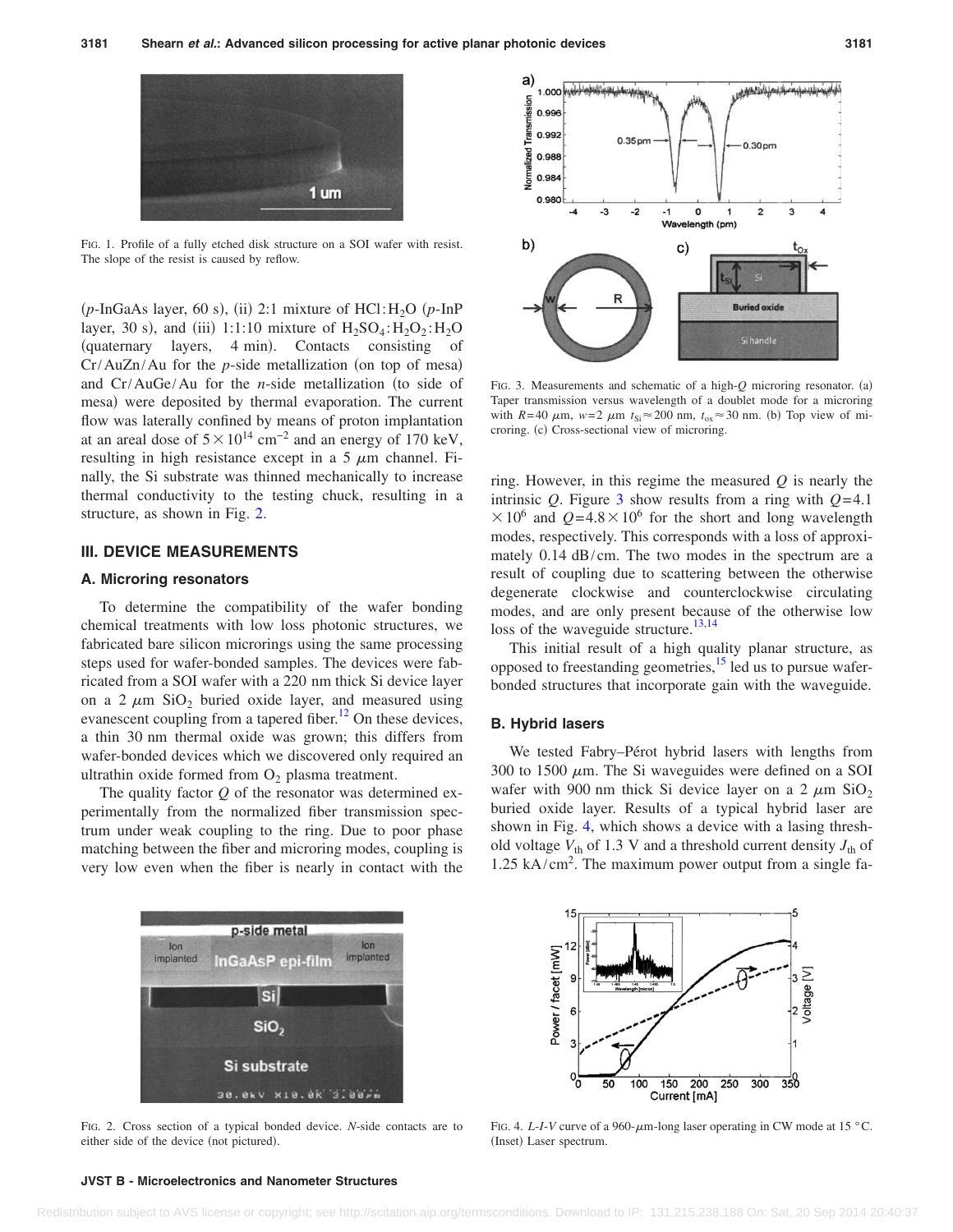FIG. 1. Profile of a fully etched disk structure on a SOI wafer with resist. The slope of the resist is caused by reflow.

($p$-InGaAs layer, 60 s), (ii) 2:1 mixture of HCl:$H_2O$ ($p$-InP layer, 30 s), and (iii) 1:1:10 mixture of $H_2SO_4$:$H_2O_2$:$H_2O$ (quaternary layers, 4 min). Contacts consisting of Cr/AuZn/Au for the $p$-side metallization (on top of mesa) and Cr/AuGe/Au for the $n$-side metallization (to side of mesa) were deposited by thermal evaporation. The current flow was laterally confined by means of proton implantation at an areal dose of $5\times10^{14}$ cm$^{-2}$ and an energy of 170 keV, resulting in high resistance except in a 5 $\mu$m channel. Finally, the Si substrate was thinned mechanically to increase thermal conductivity to the testing chuck, resulting in a structure, as shown in Fig. 2.

## III. DEVICE MEASUREMENTS

### A. Microring resonators

To determine the compatibility of the wafer bonding chemical treatments with low loss photonic structures, we fabricated bare silicon microrings using the same processing steps used for wafer-bonded samples. The devices were fabricated from a SOI wafer with a 220 nm thick Si device layer on a 2 $\mu$m $SiO_2$ buried oxide layer, and measured using evanescent coupling from a tapered fiber.[12] On these devices, a thin 30 nm thermal oxide was grown; this differs from wafer-bonded devices which we discovered only required an ultrathin oxide formed from $O_2$ plasma treatment.

The quality factor $Q$ of the resonator was determined experimentally from the normalized fiber transmission spectrum under weak coupling to the ring. Due to poor phase matching between the fiber and microring modes, coupling is very low even when the fiber is nearly in contact with the ring. However, in this regime the measured $Q$ is nearly the intrinsic $Q$. Figure 3 show results from a ring with $Q=4.1\times10^6$ and $Q=4.8\times10^6$ for the short and long wavelength modes, respectively. This corresponds with a loss of approximately 0.14 dB/cm. The two modes in the spectrum are a result of coupling due to scattering between the otherwise degenerate clockwise and counterclockwise circulating modes, and are only present because of the otherwise low loss of the waveguide structure.[13,14]

FIG. 3. Measurements and schematic of a high-$Q$ microring resonator. (a) Taper transmission versus wavelength of a doublet mode for a microring with $R=40$ $\mu$m, $w=2$ $\mu$m $t_{Si}\approx200$ nm, $t_{ox}\approx30$ nm. (b) Top view of microring. (c) Cross-sectional view of microring.

This initial result of a high quality planar structure, as opposed to freestanding geometries,[15] led us to pursue wafer-bonded structures that incorporate gain with the waveguide.

### B. Hybrid lasers

We tested Fabry–Pérot hybrid lasers with lengths from 300 to 1500 $\mu$m. The Si waveguides were defined on a SOI wafer with 900 nm thick Si device layer on a 2 $\mu$m $SiO_2$ buried oxide layer. Results of a typical hybrid laser are shown in Fig. 4, which shows a device with a lasing threshold voltage $V_{th}$ of 1.3 V and a threshold current density $J_{th}$ of 1.25 kA/cm$^2$. The maximum power output from a single fa-

FIG. 2. Cross section of a typical bonded device. $N$-side contacts are to either side of the device (not pictured).

FIG. 4. $L$-$I$-$V$ curve of a 960-$\mu$m-long laser operating in CW mode at 15 °C. (Inset) Laser spectrum.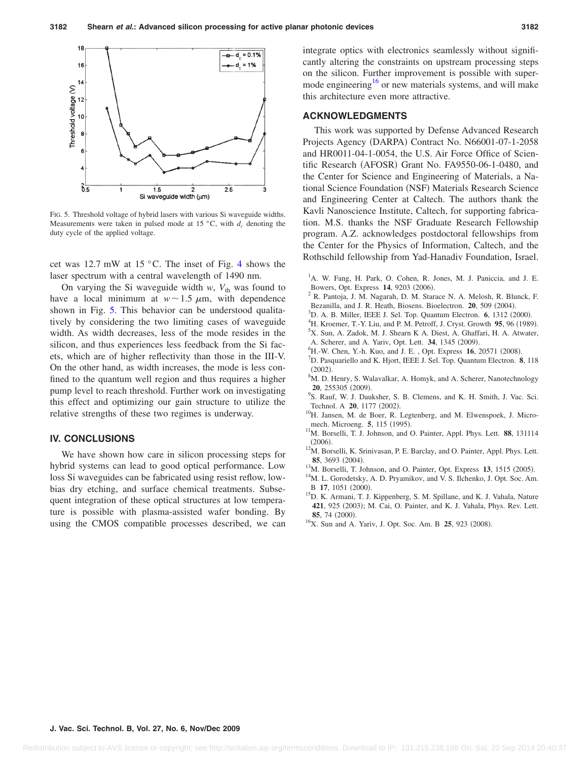18
16
14
12
10
8
6
4
2
0.5
1
1.5
2
2.5
3
Threshold voltage (V)
Si waveguide width (μm)
$d_c$ = 0.1%
$d_c$ = 1%

FIG. 5. Threshold voltage of hybrid lasers with various Si waveguide widths. Measurements were taken in pulsed mode at 15 °C, with $d_c$ denoting the duty cycle of the applied voltage.

cet was 12.7 mW at 15 °C. The inset of Fig. 4 shows the laser spectrum with a central wavelength of 1490 nm.

On varying the Si waveguide width $w$, $V_{th}$ was found to have a local minimum at $w \sim 1.5$ $\mu$m, with dependence shown in Fig. 5. This behavior can be understood qualitatively by considering the two limiting cases of waveguide width. As width decreases, less of the mode resides in the silicon, and thus experiences less feedback from the Si facets, which are of higher reflectivity than those in the III-V. On the other hand, as width increases, the mode is less confined to the quantum well region and thus requires a higher pump level to reach threshold. Further work on investigating this effect and optimizing our gain structure to utilize the relative strengths of these two regimes is underway.

## IV. CONCLUSIONS

We have shown how care in silicon processing steps for hybrid systems can lead to good optical performance. Low loss Si waveguides can be fabricated using resist reflow, low-bias dry etching, and surface chemical treatments. Subsequent integration of these optical structures at low temperature is possible with plasma-assisted wafer bonding. By using the CMOS compatible processes described, we can integrate optics with electronics seamlessly without significantly altering the constraints on upstream processing steps on the silicon. Further improvement is possible with supermode engineering[16] or new materials systems, and will make this architecture even more attractive.

## ACKNOWLEDGMENTS

This work was supported by Defense Advanced Research Projects Agency (DARPA) Contract No. N66001-07-1-2058 and HR0011-04-1-0054, the U.S. Air Force Office of Scientific Research (AFOSR) Grant No. FA9550-06-1-0480, and the Center for Science and Engineering of Materials, a National Science Foundation (NSF) Materials Research Science and Engineering Center at Caltech. The authors thank the Kavli Nanoscience Institute, Caltech, for supporting fabrication. M.S. thanks the NSF Graduate Research Fellowship program. A.Z. acknowledges postdoctoral fellowships from the Center for the Physics of Information, Caltech, and the Rothschild fellowship from Yad-Hanadiv Foundation, Israel.

[1] A. W. Fang, H. Park, O. Cohen, R. Jones, M. J. Paniccia, and J. E. Bowers, Opt. Express **14**, 9203 (2006).
[2] R. Pantoja, J. M. Nagarah, D. M. Starace N. A. Melosh, R. Blunck, F. Bezanilla, and J. R. Heath, Biosens. Bioelectron. **20**, 509 (2004).
[3] D. A. B. Miller, IEEE J. Sel. Top. Quantum Electron. **6**, 1312 (2000).
[4] H. Kroemer, T.-Y. Liu, and P. M. Petroff, J. Cryst. Growth **95**, 96 (1989).
[5] X. Sun, A. Zadok, M. J. Shearn K A. Diest, A. Ghaffari, H. A. Atwater, A. Scherer, and A. Yariv, Opt. Lett. **34**, 1345 (2009).
[6] H.-W. Chen, Y.-h. Kuo, and J. E. , Opt. Express **16**, 20571 (2008).
[7] D. Pasquariello and K. Hjort, IEEE J. Sel. Top. Quantum Electron. **8**, 118 (2002).
[8] M. D. Henry, S. Walavalkar, A. Homyk, and A. Scherer, Nanotechnology **20**, 255305 (2009).
[9] S. Rauf, W. J. Dauksher, S. B. Clemens, and K. H. Smith, J. Vac. Sci. Technol. A **20**, 1177 (2002).
[10] H. Jansen, M. de Boer, R. Legtenberg, and M. Elwenspoek, J. Micromech. Microeng. **5**, 115 (1995).
[11] M. Borselli, T. J. Johnson, and O. Painter, Appl. Phys. Lett. **88**, 131114 (2006).
[12] M. Borselli, K. Srinivasan, P. E. Barclay, and O. Painter, Appl. Phys. Lett. **85**, 3693 (2004).
[13] M. Borselli, T. Johnson, and O. Painter, Opt. Express **13**, 1515 (2005).
[14] M. L. Gorodetsky, A. D. Pryamikov, and V. S. Ilchenko, J. Opt. Soc. Am. B **17**, 1051 (2000).
[15] D. K. Armani, T. J. Kippenberg, S. M. Spillane, and K. J. Vahala, Nature **421**, 925 (2003); M. Cai, O. Painter, and K. J. Vahala, Phys. Rev. Lett. **85**, 74 (2000).
[16] X. Sun and A. Yariv, J. Opt. Soc. Am. B **25**, 923 (2008).